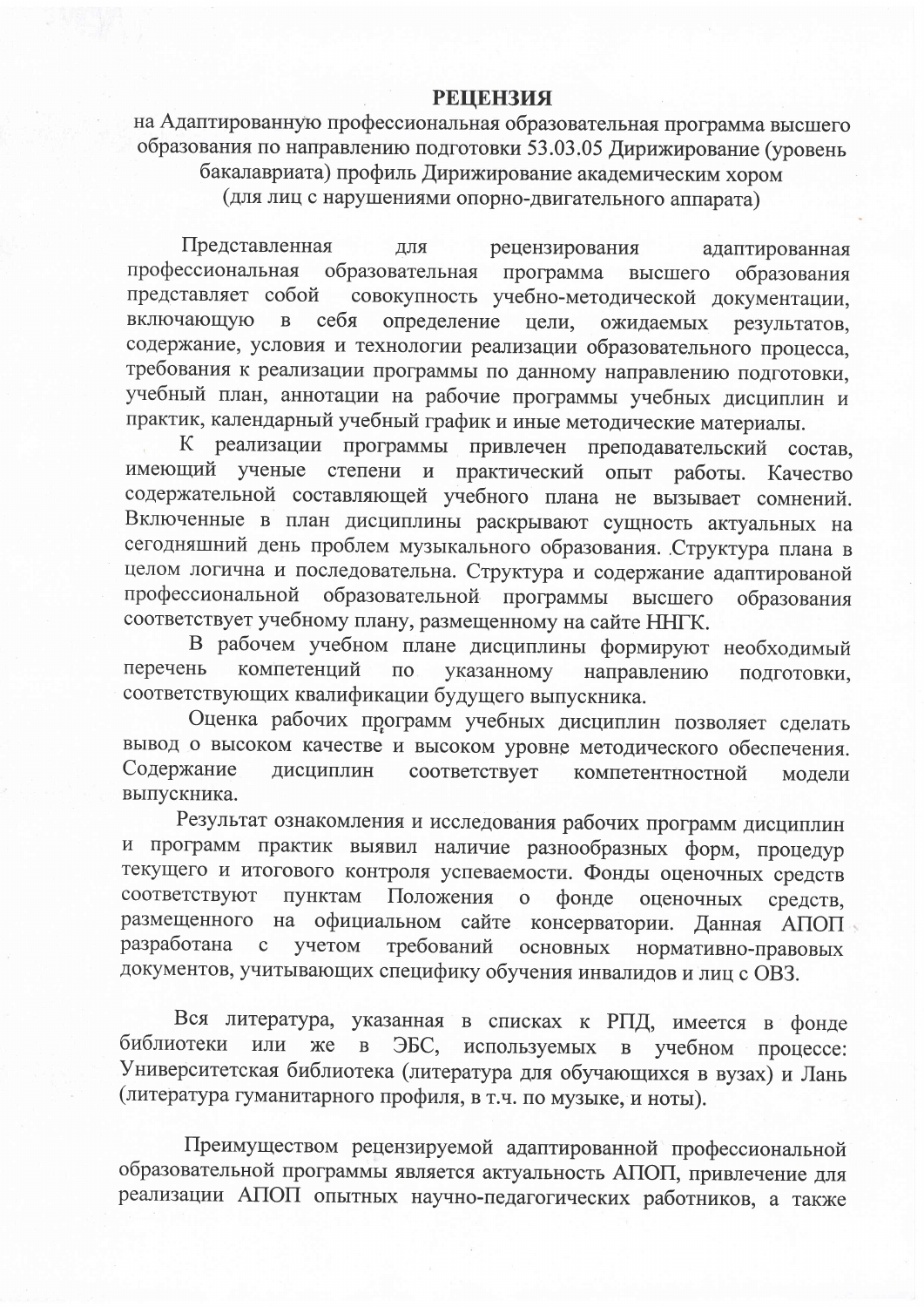# РЕЦЕНЗИЯ

на Адаптированную профессиональная образовательная программа высшего образования по направлению подготовки 53.03.05 Дирижирование (уровень бакалавриата) профиль Дирижирование академическим хором (для лиц с нарушениями опорно-двигательного аппарата)

Представленная для рецензирования адаптированная профессиональная образовательная программа высшего образования представляет собой совокупность учебно-методической документации, включающую в себя определение цели, ожидаемых результатов, содержание, условия и технологии реализации образовательного процесса, требования к реализации программы по данному направлению подготовки, учебный план, аннотации на рабочие программы учебных дисциплин и практик, календарный учебный график и иные методические материалы.

К реализации программы привлечен преподавательский состав, имеющий ученые степени и практический опыт работы. Качество содержательной составляющей учебного плана не вызывает сомнений. Включенные в план дисциплины раскрывают сущность актуальных на сегодняшний день проблем музыкального образования. Структура плана в целом логична и последовательна. Структура и содержание адаптированой профессиональной образовательной программы высшего образования соответствует учебному плану, размещенному на сайте ННГК.

В рабочем учебном плане дисциплины формируют необходимый перечень компетенций по указанному направлению подготовки, соответствующих квалификации будущего выпускника.

Оценка рабочих программ учебных дисциплин позволяет сделать вывод о высоком качестве и высоком уровне методического обеспечения. Содержание дисциплин соответствует компетентностной модели выпускника.

Результат ознакомления и исследования рабочих программ дисциплин и программ практик выявил наличие разнообразных форм, процедур текущего и итогового контроля успеваемости. Фонды оценочных средств соответствуют пунктам Положения о фонде оценочных средств, размещенного на официальном сайте консерватории. Данная АПОП разработана с учетом требований основных нормативно-правовых документов, учитывающих специфику обучения инвалидов и лиц с ОВЗ.

Вся литература, указанная в списках к РПД, имеется в фонде библиотеки или же в ЭБС, используемых в учебном процессе: Университетская библиотека (литература для обучающихся в вузах) и Лань (литература гуманитарного профиля, в т.ч. по музыке, и ноты).

Преимуществом рецензируемой адаптированной профессиональной образовательной программы является актуальность АПОП, привлечение для реализации АПОП опытных научно-педагогических работников, а также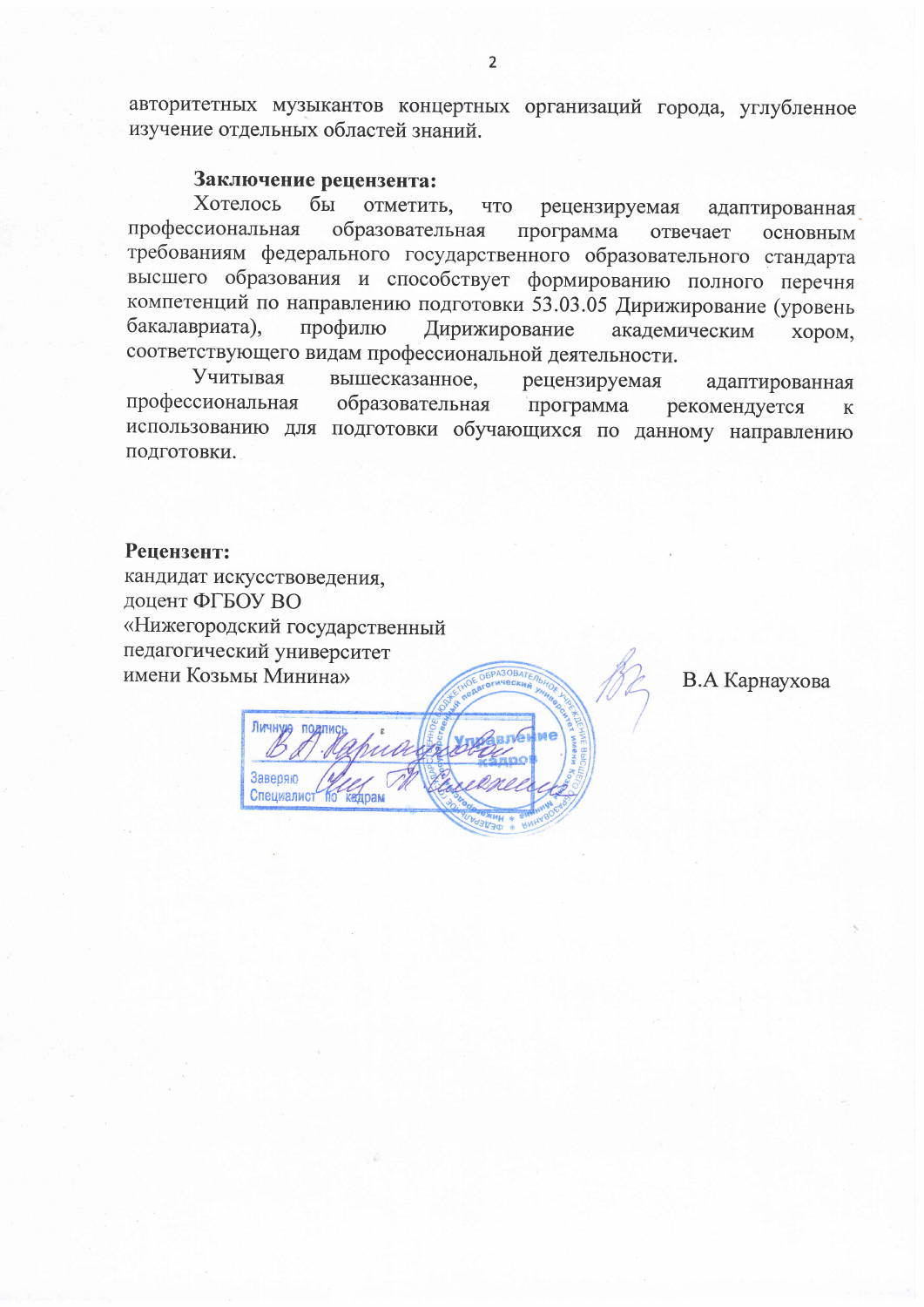авторитетных музыкантов концертных организаций города, углубленное изучение отдельных областей знаний.

**Заключение рецензента:**

Хотелось бы отметить, что рецензируемая адаптированная профессиональная образовательная программа отвечает основным требованиям федерального государственного образовательного стандарта высшего образования и способствует формированию полного перечня компетенций по направлению подготовки 53.03.05 Дирижирование (уровень бакалавриата), профилю Дирижирование академическим хором, соответствующего видам профессиональной деятельности.

Учитывая вышесказанное, рецензируемая адаптированная профессиональная образовательная программа рекомендуется к использованию для подготовки обучающихся по данному направлению подготовки.

**Рецензент:**
кандидат искусствоведения,
доцент ФГБОУ ВО
«Нижегородский государственный
педагогический университет
имени Козьмы Минина» В.А Карнаухова

Личную подпись
Заверяю
Специалист по кадрам